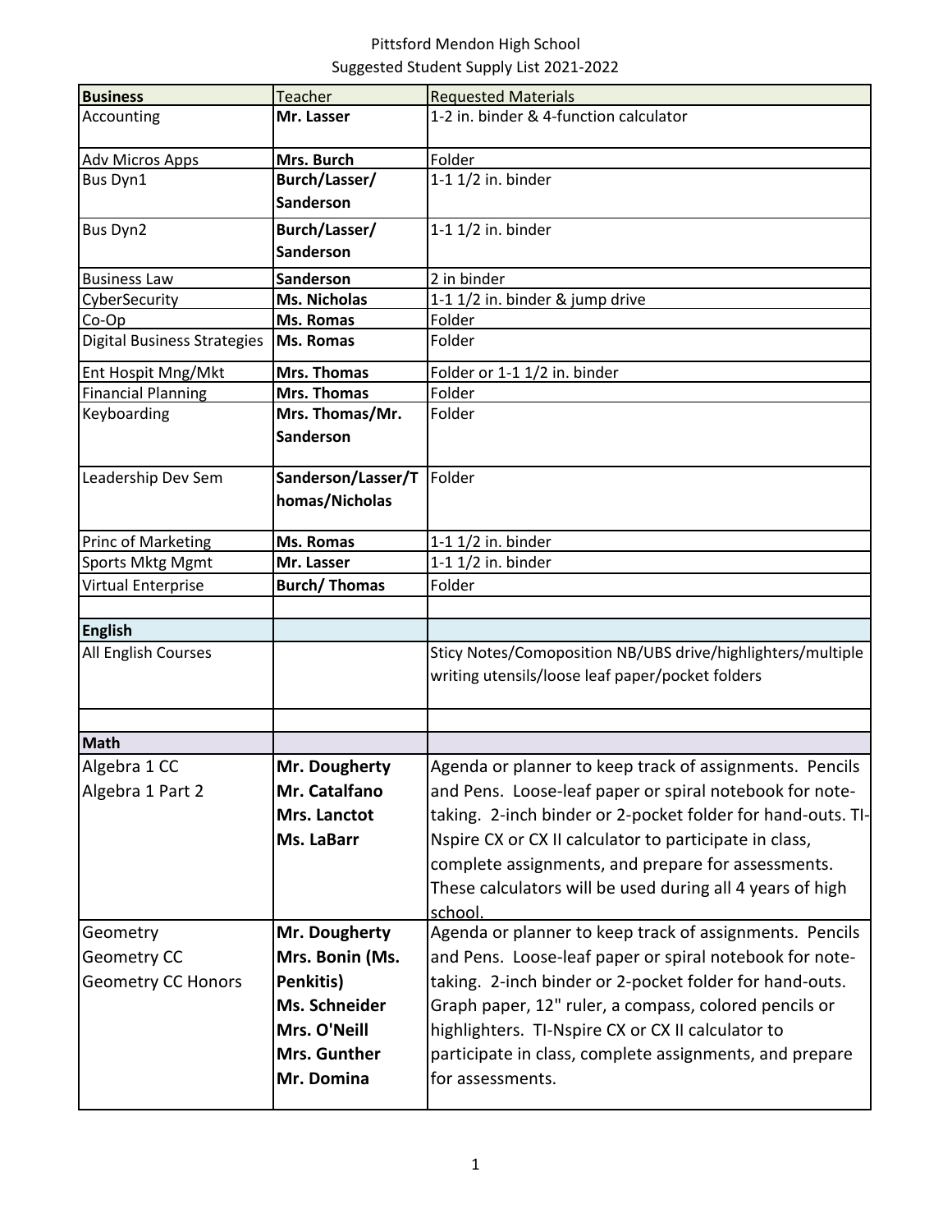Pittsford Mendon High School
Suggested Student Supply List 2021-2022

| Business | Teacher | Requested Materials |
|---|---|---|
| Accounting | **Mr. Lasser** | 1-2 in. binder & 4-function calculator |
| Adv Micros Apps | **Mrs. Burch** | Folder |
| Bus Dyn1 | **Burch/Lasser/ Sanderson** | 1-1 1/2 in. binder |
| Bus Dyn2 | **Burch/Lasser/ Sanderson** | 1-1 1/2 in. binder |
| Business Law | **Sanderson** | 2 in binder |
| CyberSecurity | **Ms. Nicholas** | 1-1 1/2 in. binder & jump drive |
| Co-Op | **Ms. Romas** | Folder |
| Digital Business Strategies | **Ms. Romas** | Folder |
| Ent Hospit Mng/Mkt | **Mrs. Thomas** | Folder or 1-1 1/2 in. binder |
| Financial Planning | **Mrs. Thomas** | Folder |
| Keyboarding | **Mrs. Thomas/Mr. Sanderson** | Folder |
| Leadership Dev Sem | **Sanderson/Lasser/Thomas/Nicholas** | Folder |
| Princ of Marketing | **Ms. Romas** | 1-1 1/2 in. binder |
| Sports Mktg Mgmt | **Mr. Lasser** | 1-1 1/2 in. binder |
| Virtual Enterprise | **Burch/ Thomas** | Folder |
| | | |
| **English** | | |
| All English Courses | | Sticy Notes/Comoposition NB/UBS drive/highlighters/multiple writing utensils/loose leaf paper/pocket folders |
| | | |
| **Math** | | |
| Algebra 1 CC<br>Algebra 1 Part 2 | **Mr. Dougherty**<br>**Mr. Catalfano**<br>**Mrs. Lanctot**<br>**Ms. LaBarr** | Agenda or planner to keep track of assignments. Pencils and Pens. Loose-leaf paper or spiral notebook for note-taking. 2-inch binder or 2-pocket folder for hand-outs. TI-Nspire CX or CX II calculator to participate in class, complete assignments, and prepare for assessments. These calculators will be used during all 4 years of high school. |
| Geometry<br>Geometry CC<br>Geometry CC Honors | **Mr. Dougherty**<br>**Mrs. Bonin (Ms. Penkitis)**<br>**Ms. Schneider**<br>**Mrs. O'Neill**<br>**Mrs. Gunther**<br>**Mr. Domina** | Agenda or planner to keep track of assignments. Pencils and Pens. Loose-leaf paper or spiral notebook for note-taking. 2-inch binder or 2-pocket folder for hand-outs. Graph paper, 12" ruler, a compass, colored pencils or highlighters. TI-Nspire CX or CX II calculator to participate in class, complete assignments, and prepare for assessments. |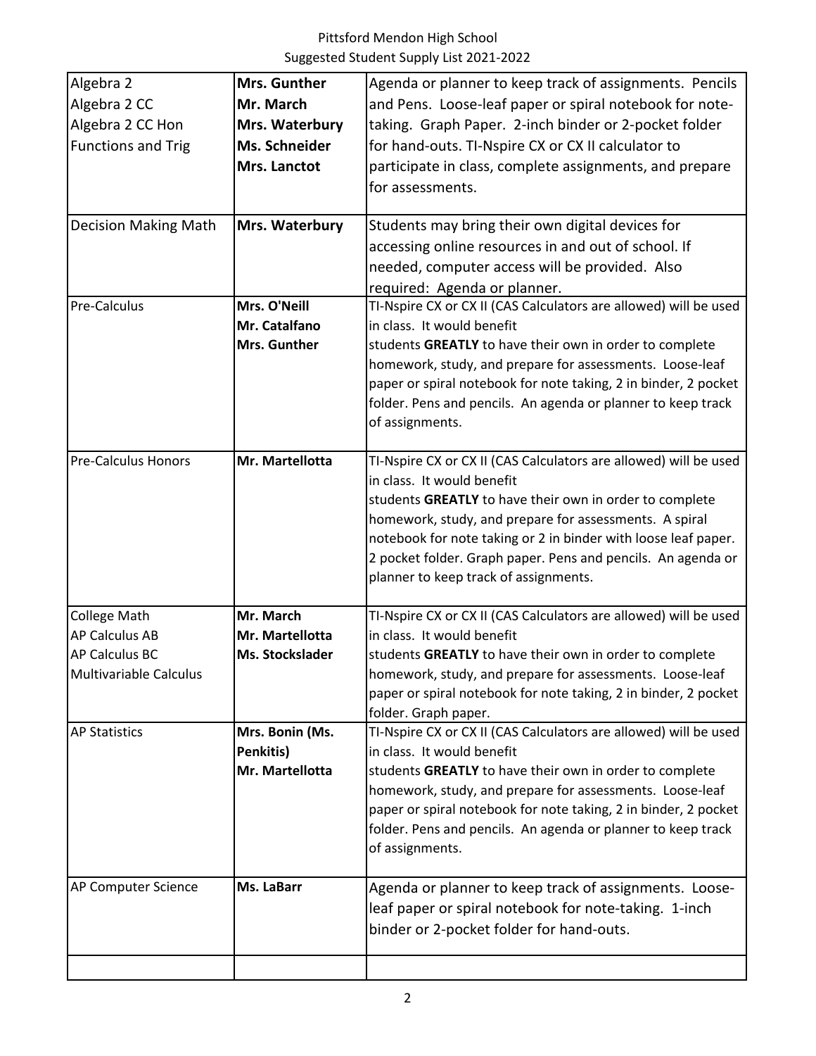Pittsford Mendon High School
Suggested Student Supply List 2021-2022

| Course | Teacher | Supplies |
|---|---|---|
| Algebra 2<br>Algebra 2 CC<br>Algebra 2 CC Hon<br>Functions and Trig | **Mrs. Gunther**<br>**Mr. March**<br>**Mrs. Waterbury**<br>**Ms. Schneider**<br>**Mrs. Lanctot** | Agenda or planner to keep track of assignments. Pencils and Pens. Loose-leaf paper or spiral notebook for note-taking. Graph Paper. 2-inch binder or 2-pocket folder for hand-outs. TI-Nspire CX or CX II calculator to participate in class, complete assignments, and prepare for assessments. |
| Decision Making Math | **Mrs. Waterbury** | Students may bring their own digital devices for accessing online resources in and out of school. If needed, computer access will be provided. Also required: Agenda or planner. |
| Pre-Calculus | **Mrs. O'Neill**<br>**Mr. Catalfano**<br>**Mrs. Gunther** | TI-Nspire CX or CX II (CAS Calculators are allowed) will be used in class. It would benefit students **GREATLY** to have their own in order to complete homework, study, and prepare for assessments. Loose-leaf paper or spiral notebook for note taking, 2 in binder, 2 pocket folder. Pens and pencils. An agenda or planner to keep track of assignments. |
| Pre-Calculus Honors | **Mr. Martellotta** | TI-Nspire CX or CX II (CAS Calculators are allowed) will be used in class. It would benefit students **GREATLY** to have their own in order to complete homework, study, and prepare for assessments. A spiral notebook for note taking or 2 in binder with loose leaf paper. 2 pocket folder. Graph paper. Pens and pencils. An agenda or planner to keep track of assignments. |
| College Math<br>AP Calculus AB<br>AP Calculus BC<br>Multivariable Calculus | **Mr. March**<br>**Mr. Martellotta**<br>**Ms. Stockslader** | TI-Nspire CX or CX II (CAS Calculators are allowed) will be used in class. It would benefit students **GREATLY** to have their own in order to complete homework, study, and prepare for assessments. Loose-leaf paper or spiral notebook for note taking, 2 in binder, 2 pocket folder. Graph paper. |
| AP Statistics | **Mrs. Bonin (Ms. Penkitis)**<br>**Mr. Martellotta** | TI-Nspire CX or CX II (CAS Calculators are allowed) will be used in class. It would benefit students **GREATLY** to have their own in order to complete homework, study, and prepare for assessments. Loose-leaf paper or spiral notebook for note taking, 2 in binder, 2 pocket folder. Pens and pencils. An agenda or planner to keep track of assignments. |
| AP Computer Science | **Ms. LaBarr** | Agenda or planner to keep track of assignments. Loose-leaf paper or spiral notebook for note-taking. 1-inch binder or 2-pocket folder for hand-outs. |
| | | |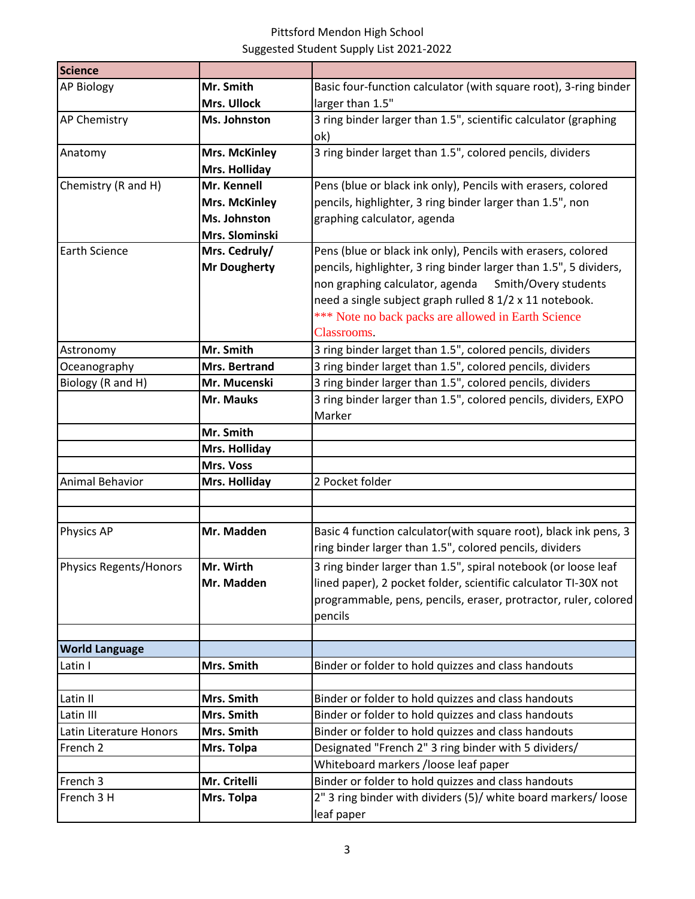Pittsford Mendon High School
Suggested Student Supply List 2021-2022

| **Science** | | |
|---|---|---|
| AP Biology | **Mr. Smith** <br> **Mrs. Ullock** | Basic four-function calculator (with square root), 3-ring binder larger than 1.5" |
| AP Chemistry | **Ms. Johnston** | 3 ring binder larger than 1.5", scientific calculator (graphing ok) |
| Anatomy | **Mrs. McKinley** <br> **Mrs. Holliday** | 3 ring binder larget than 1.5", colored pencils, dividers |
| Chemistry (R and H) | **Mr. Kennell** <br> **Mrs. McKinley** <br> **Ms. Johnston** <br> **Mrs. Slominski** | Pens (blue or black ink only), Pencils with erasers, colored pencils, highlighter, 3 ring binder larger than 1.5", non graphing calculator, agenda |
| Earth Science | **Mrs. Cedruly/** <br> **Mr Dougherty** | Pens (blue or black ink only), Pencils with erasers, colored pencils, highlighter, 3 ring binder larger than 1.5", 5 dividers, non graphing calculator, agenda Smith/Overy students need a single subject graph rulled 8 1/2 x 11 notebook. *** Note no back packs are allowed in Earth Science Classrooms. |
| Astronomy | **Mr. Smith** | 3 ring binder larget than 1.5", colored pencils, dividers |
| Oceanography | **Mrs. Bertrand** | 3 ring binder larget than 1.5", colored pencils, dividers |
| Biology (R and H) | **Mr. Mucenski** | 3 ring binder larger than 1.5", colored pencils, dividers |
| | **Mr. Mauks** | 3 ring binder larger than 1.5", colored pencils, dividers, EXPO Marker |
| | **Mr. Smith** | |
| | **Mrs. Holliday** | |
| | **Mrs. Voss** | |
| Animal Behavior | **Mrs. Holliday** | 2 Pocket folder |
| | | |
| | | |
| Physics AP | **Mr. Madden** | Basic 4 function calculator(with square root), black ink pens, 3 ring binder larger than 1.5", colored pencils, dividers |
| Physics Regents/Honors | **Mr. Wirth** <br> **Mr. Madden** | 3 ring binder larger than 1.5", spiral notebook (or loose leaf lined paper), 2 pocket folder, scientific calculator TI-30X not programmable, pens, pencils, eraser, protractor, ruler, colored pencils |
| | | |
| **World Language** | | |
| Latin I | **Mrs. Smith** | Binder or folder to hold quizzes and class handouts |
| | | |
| Latin II | **Mrs. Smith** | Binder or folder to hold quizzes and class handouts |
| Latin III | **Mrs. Smith** | Binder or folder to hold quizzes and class handouts |
| Latin Literature Honors | **Mrs. Smith** | Binder or folder to hold quizzes and class handouts |
| French 2 | **Mrs. Tolpa** | Designated "French 2" 3 ring binder with 5 dividers/ |
| | | Whiteboard markers /loose leaf paper |
| French 3 | **Mr. Critelli** | Binder or folder to hold quizzes and class handouts |
| French 3 H | **Mrs. Tolpa** | 2" 3 ring binder with dividers (5)/ white board markers/ loose leaf paper |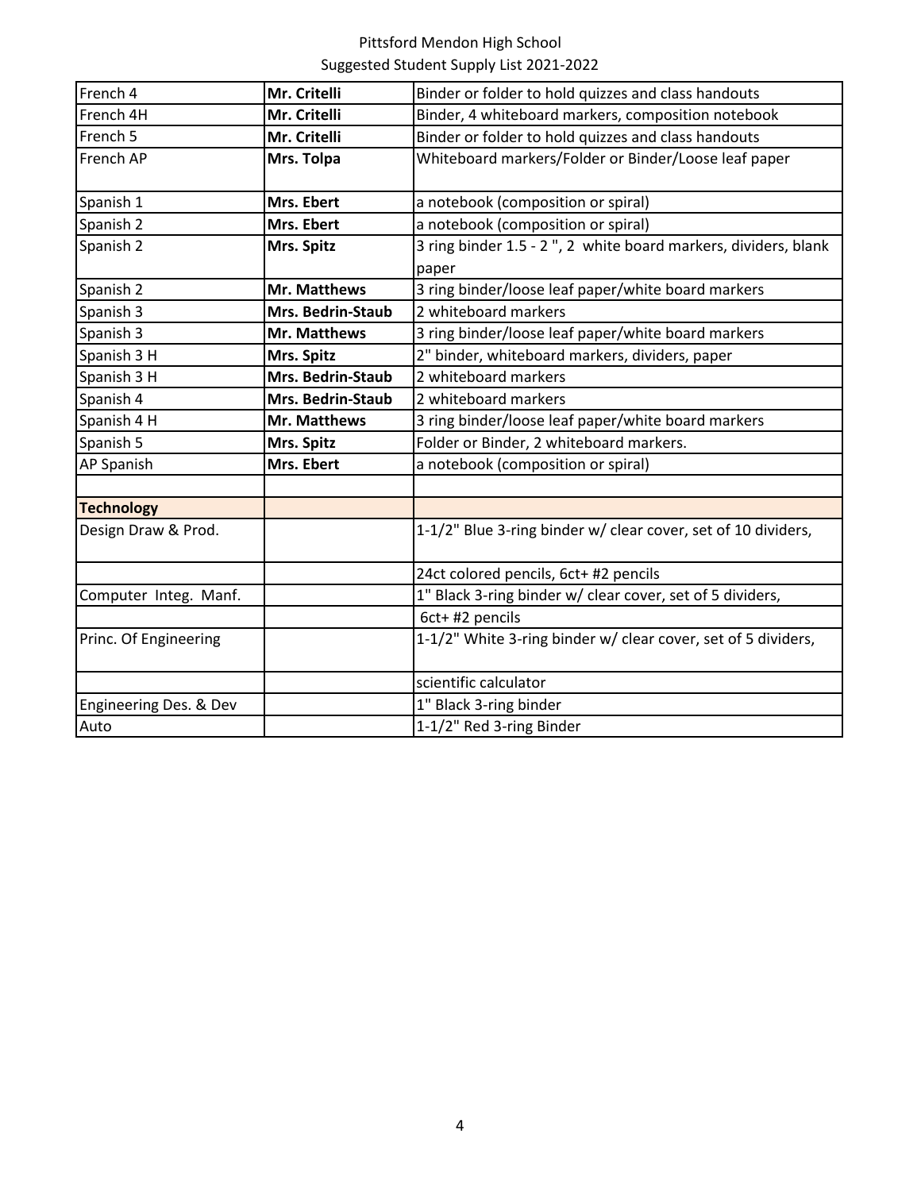Pittsford Mendon High School
Suggested Student Supply List 2021-2022

| | | |
|---|---|---|
| French 4 | **Mr. Critelli** | Binder or folder to hold quizzes and class handouts |
| French 4H | **Mr. Critelli** | Binder, 4 whiteboard markers, composition notebook |
| French 5 | **Mr. Critelli** | Binder or folder to hold quizzes and class handouts |
| French AP | **Mrs. Tolpa** | Whiteboard markers/Folder or Binder/Loose leaf paper |
| Spanish 1 | **Mrs. Ebert** | a notebook (composition or spiral) |
| Spanish 2 | **Mrs. Ebert** | a notebook (composition or spiral) |
| Spanish 2 | **Mrs. Spitz** | 3 ring binder 1.5 - 2 ", 2 white board markers, dividers, blank paper |
| Spanish 2 | **Mr. Matthews** | 3 ring binder/loose leaf paper/white board markers |
| Spanish 3 | **Mrs. Bedrin-Staub** | 2 whiteboard markers |
| Spanish 3 | **Mr. Matthews** | 3 ring binder/loose leaf paper/white board markers |
| Spanish 3 H | **Mrs. Spitz** | 2" binder, whiteboard markers, dividers, paper |
| Spanish 3 H | **Mrs. Bedrin-Staub** | 2 whiteboard markers |
| Spanish 4 | **Mrs. Bedrin-Staub** | 2 whiteboard markers |
| Spanish 4 H | **Mr. Matthews** | 3 ring binder/loose leaf paper/white board markers |
| Spanish 5 | **Mrs. Spitz** | Folder or Binder, 2 whiteboard markers. |
| AP Spanish | **Mrs. Ebert** | a notebook (composition or spiral) |
| | | |
| **Technology** | | |
| Design Draw & Prod. | | 1-1/2" Blue 3-ring binder w/ clear cover, set of 10 dividers, |
| | | 24ct colored pencils, 6ct+ #2 pencils |
| Computer Integ. Manf. | | 1" Black 3-ring binder w/ clear cover, set of 5 dividers, |
| | | 6ct+ #2 pencils |
| Princ. Of Engineering | | 1-1/2" White 3-ring binder w/ clear cover, set of 5 dividers, |
| | | scientific calculator |
| Engineering Des. & Dev | | 1" Black 3-ring binder |
| Auto | | 1-1/2" Red 3-ring Binder |